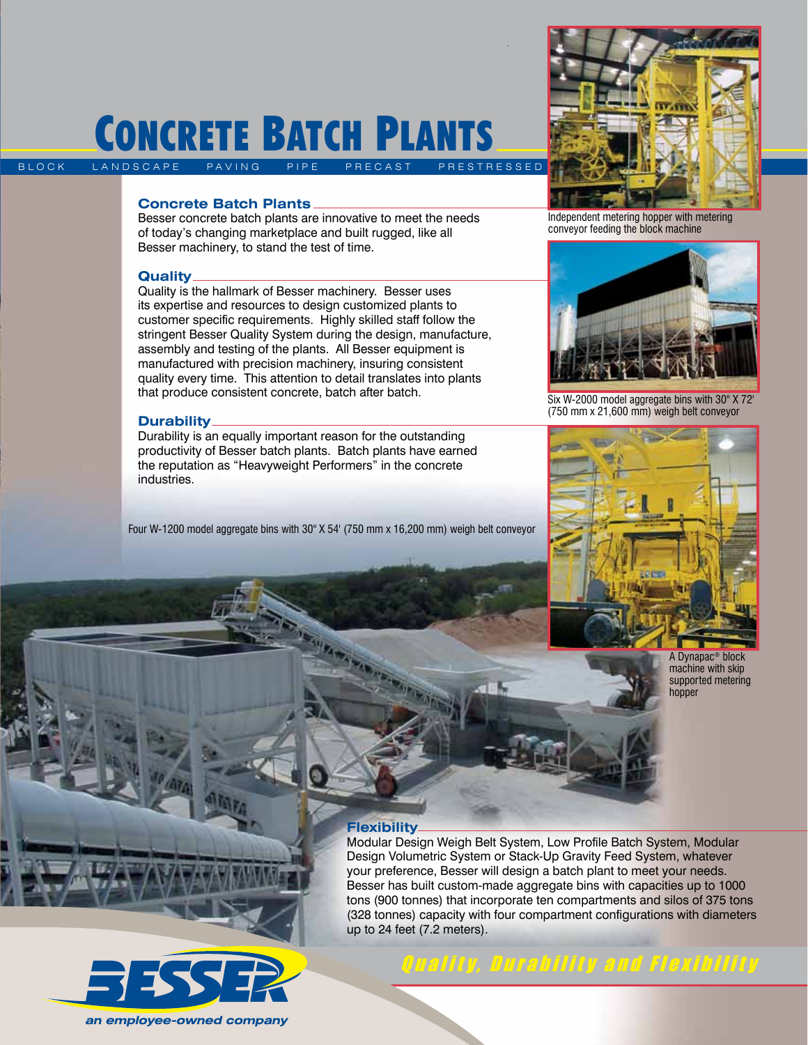# Concrete Batch Plants

BLOCK LANDSCAPE PAVING PIPE PRECAST PRESTRESSED

## Concrete Batch Plants

Besser concrete batch plants are innovative to meet the needs of today's changing marketplace and built rugged, like all Besser machinery, to stand the test of time.

## Quality

Quality is the hallmark of Besser machinery. Besser uses its expertise and resources to design customized plants to customer specific requirements. Highly skilled staff follow the stringent Besser Quality System during the design, manufacture, assembly and testing of the plants. All Besser equipment is manufactured with precision machinery, insuring consistent quality every time. This attention to detail translates into plants that produce consistent concrete, batch after batch.

## Durability

Durability is an equally important reason for the outstanding productivity of Besser batch plants. Batch plants have earned the reputation as "Heavyweight Performers" in the concrete industries.

Four W-1200 model aggregate bins with 30" X 54' (750 mm x 16,200 mm) weigh belt conveyor

Independent metering hopper with metering conveyor feeding the block machine

Six W-2000 model aggregate bins with 30" X 72' (750 mm x 21,600 mm) weigh belt conveyor

A Dynapac® block machine with skip supported metering hopper

## Flexibility

Modular Design Weigh Belt System, Low Profile Batch System, Modular Design Volumetric System or Stack-Up Gravity Feed System, whatever your preference, Besser will design a batch plant to meet your needs. Besser has built custom-made aggregate bins with capacities up to 1000 tons (900 tonnes) that incorporate ten compartments and silos of 375 tons (328 tonnes) capacity with four compartment configurations with diameters up to 24 feet (7.2 meters).

*Quality, Durability and Flexibility*

BESSER
*an employee-owned company*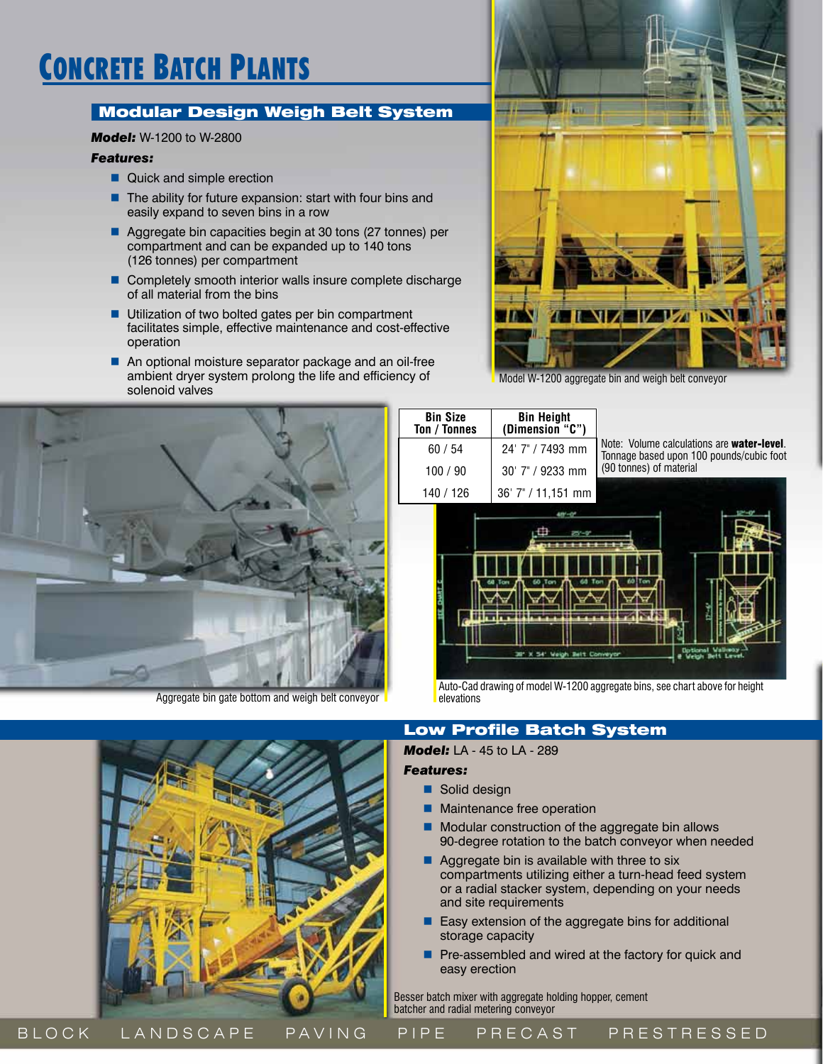# CONCRETE BATCH PLANTS

## Modular Design Weigh Belt System

***Model:*** W-1200 to W-2800

***Features:***

- Quick and simple erection
- The ability for future expansion: start with four bins and easily expand to seven bins in a row
- Aggregate bin capacities begin at 30 tons (27 tonnes) per compartment and can be expanded up to 140 tons (126 tonnes) per compartment
- Completely smooth interior walls insure complete discharge of all material from the bins
- Utilization of two bolted gates per bin compartment facilitates simple, effective maintenance and cost-effective operation
- An optional moisture separator package and an oil-free ambient dryer system prolong the life and efficiency of solenoid valves

Model W-1200 aggregate bin and weigh belt conveyor

Aggregate bin gate bottom and weigh belt conveyor

| Bin Size Ton / Tonnes | Bin Height (Dimension "C") |
|---|---|
| 60 / 54 | 24' 7" / 7493 mm |
| 100 / 90 | 30' 7" / 9233 mm |
| 140 / 126 | 36' 7" / 11,151 mm |

Note: Volume calculations are **water-level**. Tonnage based upon 100 pounds/cubic foot (90 tonnes) of material

Auto-Cad drawing of model W-1200 aggregate bins, see chart above for height elevations

## Low Profile Batch System

***Model:*** LA - 45 to LA - 289

***Features:***

- Solid design
- Maintenance free operation
- Modular construction of the aggregate bin allows 90-degree rotation to the batch conveyor when needed
- Aggregate bin is available with three to six compartments utilizing either a turn-head feed system or a radial stacker system, depending on your needs and site requirements
- Easy extension of the aggregate bins for additional storage capacity
- Pre-assembled and wired at the factory for quick and easy erection

Besser batch mixer with aggregate holding hopper, cement batcher and radial metering conveyor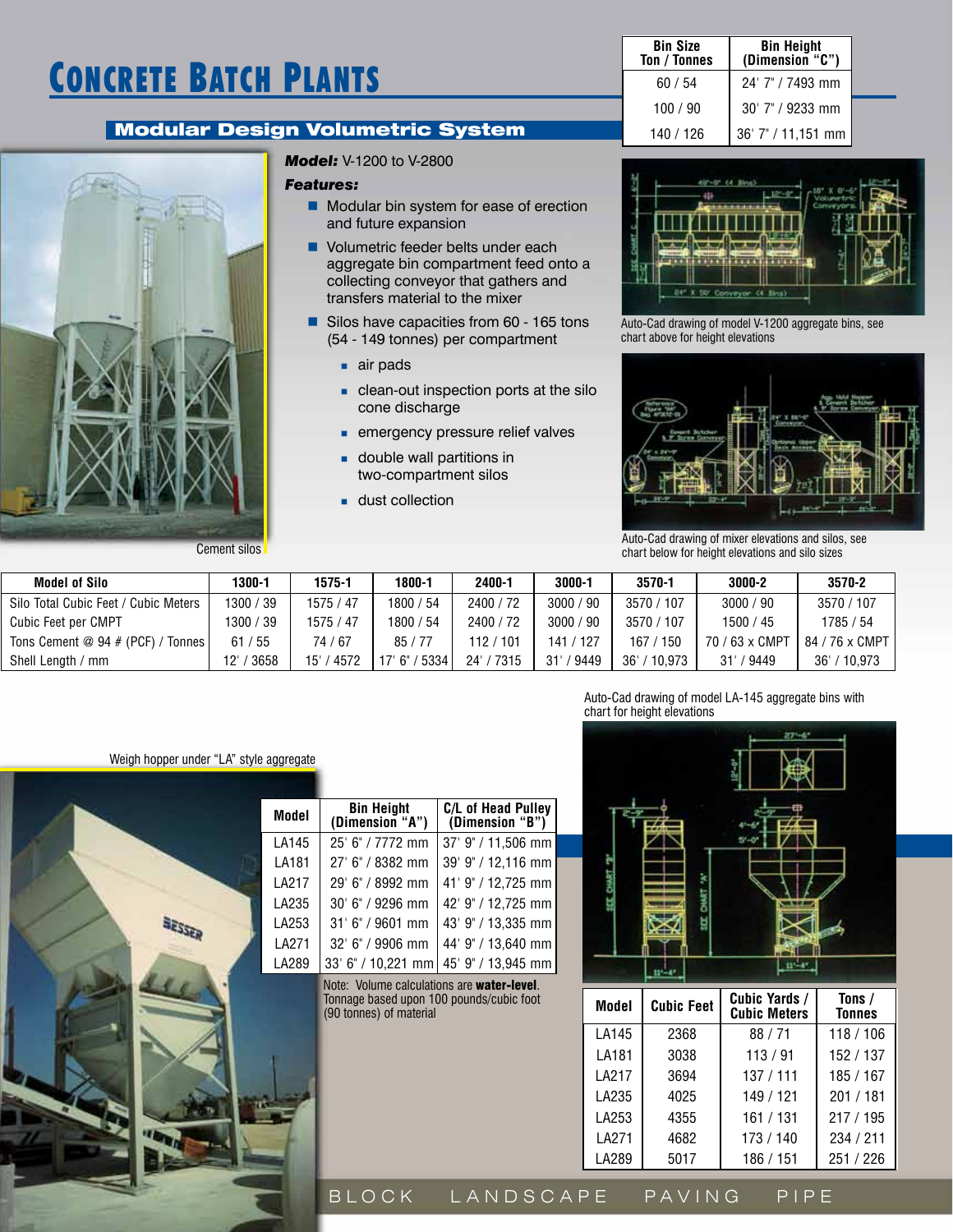# Concrete Batch Plants

## Modular Design Volumetric System

| Bin Size Ton / Tonnes | Bin Height (Dimension "C") |
|---|---|
| 60 / 54 | 24' 7" / 7493 mm |
| 100 / 90 | 30' 7" / 9233 mm |
| 140 / 126 | 36' 7" / 11,151 mm |

***Model:*** V-1200 to V-2800

***Features:***

- Modular bin system for ease of erection and future expansion
- Volumetric feeder belts under each aggregate bin compartment feed onto a collecting conveyor that gathers and transfers material to the mixer
- Silos have capacities from 60 - 165 tons (54 - 149 tonnes) per compartment
  - air pads
  - clean-out inspection ports at the silo cone discharge
  - emergency pressure relief valves
  - double wall partitions in two-compartment silos
  - dust collection

Cement silos

Auto-Cad drawing of model V-1200 aggregate bins, see chart above for height elevations

Auto-Cad drawing of mixer elevations and silos, see chart below for height elevations and silo sizes

| Model of Silo | 1300-1 | 1575-1 | 1800-1 | 2400-1 | 3000-1 | 3570-1 | 3000-2 | 3570-2 |
|---|---|---|---|---|---|---|---|---|
| Silo Total Cubic Feet / Cubic Meters | 1300 / 39 | 1575 / 47 | 1800 / 54 | 2400 / 72 | 3000 / 90 | 3570 / 107 | 3000 / 90 | 3570 / 107 |
| Cubic Feet per CMPT | 1300 / 39 | 1575 / 47 | 1800 / 54 | 2400 / 72 | 3000 / 90 | 3570 / 107 | 1500 / 45 | 1785 / 54 |
| Tons Cement @ 94 # (PCF) / Tonnes | 61 / 55 | 74 / 67 | 85 / 77 | 112 / 101 | 141 / 127 | 167 / 150 | 70 / 63 x CMPT | 84 / 76 x CMPT |
| Shell Length / mm | 12' / 3658 | 15' / 4572 | 17' 6" / 5334 | 24' / 7315 | 31' / 9449 | 36' / 10,973 | 31' / 9449 | 36' / 10,973 |

Weigh hopper under "LA" style aggregate

| Model | Bin Height (Dimension "A") | C/L of Head Pulley (Dimension "B") |
|---|---|---|
| LA145 | 25' 6" / 7772 mm | 37' 9" / 11,506 mm |
| LA181 | 27' 6" / 8382 mm | 39' 9" / 12,116 mm |
| LA217 | 29' 6" / 8992 mm | 41' 9" / 12,725 mm |
| LA235 | 30' 6" / 9296 mm | 42' 9" / 12,725 mm |
| LA253 | 31' 6" / 9601 mm | 43' 9" / 13,335 mm |
| LA271 | 32' 6" / 9906 mm | 44' 9" / 13,640 mm |
| LA289 | 33' 6" / 10,221 mm | 45' 9" / 13,945 mm |

Note: Volume calculations are **water-level**. Tonnage based upon 100 pounds/cubic foot (90 tonnes) of material

Auto-Cad drawing of model LA-145 aggregate bins with chart for height elevations

| Model | Cubic Feet | Cubic Yards / Cubic Meters | Tons / Tonnes |
|---|---|---|---|
| LA145 | 2368 | 88 / 71 | 118 / 106 |
| LA181 | 3038 | 113 / 91 | 152 / 137 |
| LA217 | 3694 | 137 / 111 | 185 / 167 |
| LA235 | 4025 | 149 / 121 | 201 / 181 |
| LA253 | 4355 | 161 / 131 | 217 / 195 |
| LA271 | 4682 | 173 / 140 | 234 / 211 |
| LA289 | 5017 | 186 / 151 | 251 / 226 |

BLOCK LANDSCAPE PAVING PIPE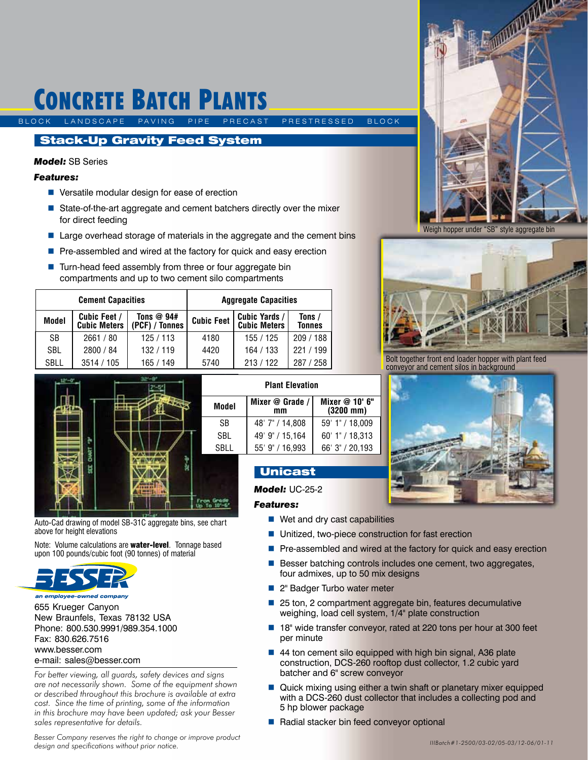# Concrete Batch Plants

BLOCK LANDSCAPE PAVING PIPE PRECAST PRESTRESSED BLOCK

## Stack-Up Gravity Feed System

***Model:*** SB Series

***Features:***

- Versatile modular design for ease of erection
- State-of-the-art aggregate and cement batchers directly over the mixer for direct feeding
- Large overhead storage of materials in the aggregate and the cement bins
- Pre-assembled and wired at the factory for quick and easy erection
- Turn-head feed assembly from three or four aggregate bin compartments and up to two cement silo compartments

| | Cement Capacities | | Aggregate Capacities | | |
|---|---|---|---|---|---|
| Model | Cubic Feet / Cubic Meters | Tons @ 94# (PCF) / Tonnes | Cubic Feet | Cubic Yards / Cubic Meters | Tons / Tonnes |
| SB | 2661 / 80 | 125 / 113 | 4180 | 155 / 125 | 209 / 188 |
| SBL | 2800 / 84 | 132 / 119 | 4420 | 164 / 133 | 221 / 199 |
| SBLL | 3514 / 105 | 165 / 149 | 5740 | 213 / 122 | 287 / 258 |

Weigh hopper under "SB" style aggregate bin

Bolt together front end loader hopper with plant feed conveyor and cement silos in background

12'-0" 32'-8" 7'-5" SEE CHART "B" 32'-8" 17'-4" From Grade Up To 10'-6"

Auto-Cad drawing of model SB-31C aggregate bins, see chart above for height elevations

| Plant Elevation | | |
|---|---|---|
| Model | Mixer @ Grade / mm | Mixer @ 10' 6" (3200 mm) |
| SB | 48' 7" / 14,808 | 59' 1" / 18,009 |
| SBL | 49' 9" / 15,164 | 60' 1" / 18,313 |
| SBLL | 55' 9" / 16,993 | 66' 3" / 20,193 |

Note: Volume calculations are **water-level**. Tonnage based upon 100 pounds/cubic foot (90 tonnes) of material

## Unicast

***Model:*** UC-25-2

***Features:***

- Wet and dry cast capabilities
- Unitized, two-piece construction for fast erection
- Pre-assembled and wired at the factory for quick and easy erection
- Besser batching controls includes one cement, two aggregates, four admixes, up to 50 mix designs
- 2" Badger Turbo water meter
- 25 ton, 2 compartment aggregate bin, features decumulative weighing, load cell system, 1/4" plate construction
- 18" wide transfer conveyor, rated at 220 tons per hour at 300 feet per minute
- 44 ton cement silo equipped with high bin signal, A36 plate construction, DCS-260 rooftop dust collector, 1.2 cubic yard batcher and 6" screw conveyor
- Quick mixing using either a twin shaft or planetary mixer equipped with a DCS-260 dust collector that includes a collecting pod and 5 hp blower package
- Radial stacker bin feed conveyor optional

BESSER
*an employee-owned company*

655 Krueger Canyon
New Braunfels, Texas 78132 USA
Phone: 800.530.9991/989.354.1000
Fax: 830.626.7516
www.besser.com
e-mail: sales@besser.com

*For better viewing, all guards, safety devices and signs are not necessarily shown. Some of the equipment shown or described throughout this brochure is available at extra cost. Since the time of printing, some of the information in this brochure may have been updated; ask your Besser sales representative for details.*

*Besser Company reserves the right to change or improve product design and specifications without prior notice.*

*IIIBatch#1-2500/03-02/05-03/12-06/01-11*